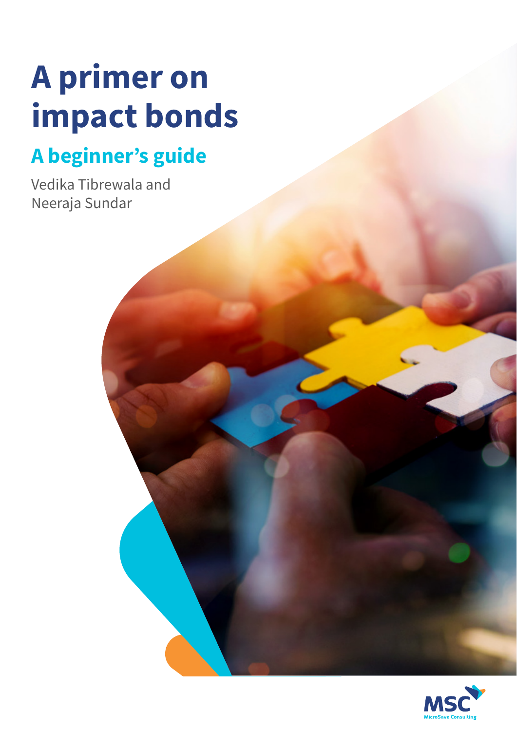# A primer on impact bonds

## A beginner's guide

Vedika Tibrewala and Neeraja Sundar

MSC MicroSave Consulting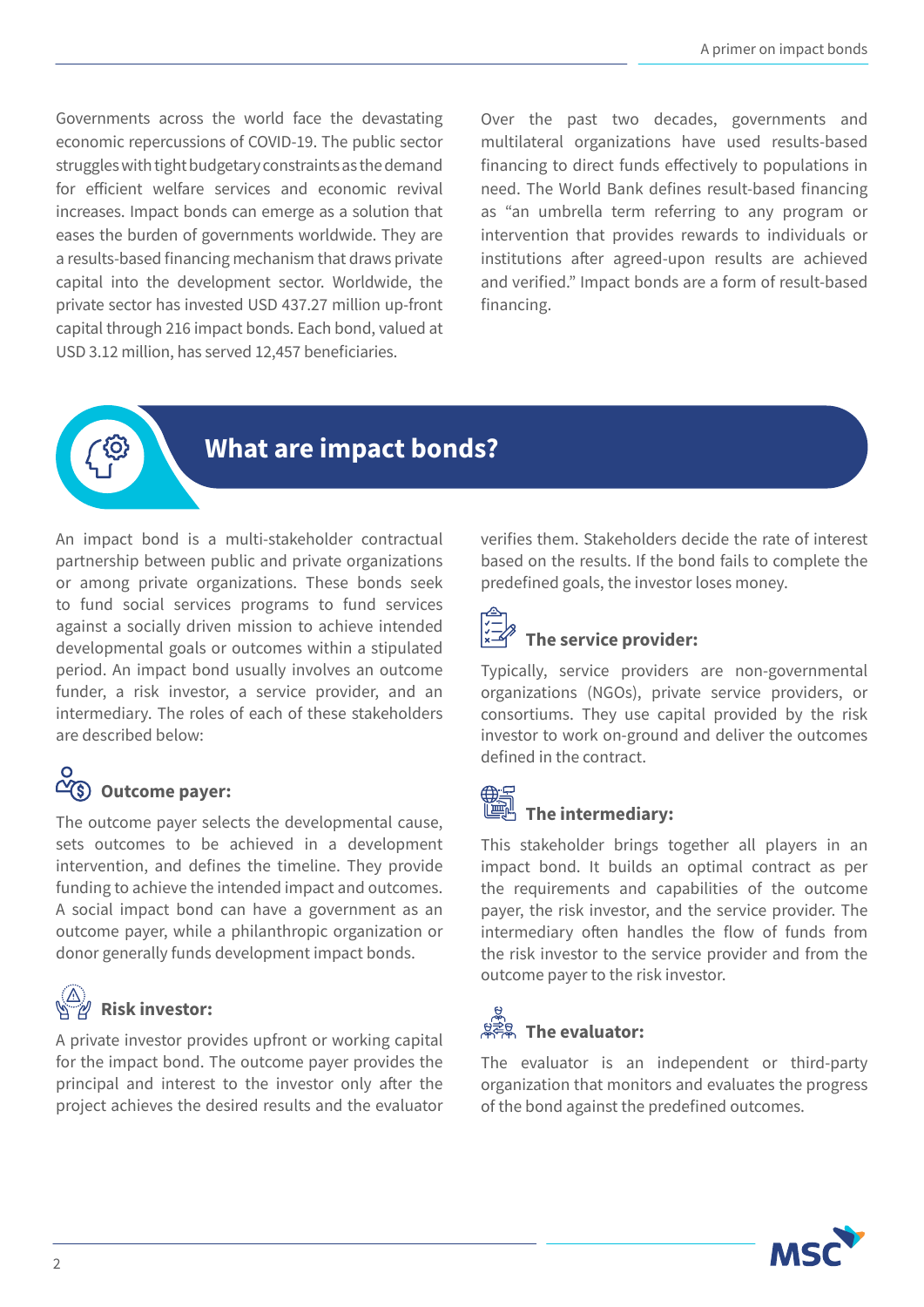Governments across the world face the devastating economic repercussions of COVID-19. The public sector struggles with tight budgetary constraints as the demand for efficient welfare services and economic revival increases. Impact bonds can emerge as a solution that eases the burden of governments worldwide. They are a results-based financing mechanism that draws private capital into the development sector. Worldwide, the private sector has invested USD 437.27 million up-front capital through 216 impact bonds. Each bond, valued at USD 3.12 million, has served 12,457 beneficiaries.

Over the past two decades, governments and multilateral organizations have used results-based financing to direct funds effectively to populations in need. The World Bank defines result-based financing as "an umbrella term referring to any program or intervention that provides rewards to individuals or institutions after agreed-upon results are achieved and verified." Impact bonds are a form of result-based financing.

## What are impact bonds?

An impact bond is a multi-stakeholder contractual partnership between public and private organizations or among private organizations. These bonds seek to fund social services programs to fund services against a socially driven mission to achieve intended developmental goals or outcomes within a stipulated period. An impact bond usually involves an outcome funder, a risk investor, a service provider, and an intermediary. The roles of each of these stakeholders are described below:

### Outcome payer:

The outcome payer selects the developmental cause, sets outcomes to be achieved in a development intervention, and defines the timeline. They provide funding to achieve the intended impact and outcomes. A social impact bond can have a government as an outcome payer, while a philanthropic organization or donor generally funds development impact bonds.

### Risk investor:

A private investor provides upfront or working capital for the impact bond. The outcome payer provides the principal and interest to the investor only after the project achieves the desired results and the evaluator verifies them. Stakeholders decide the rate of interest based on the results. If the bond fails to complete the predefined goals, the investor loses money.

### The service provider:

Typically, service providers are non-governmental organizations (NGOs), private service providers, or consortiums. They use capital provided by the risk investor to work on-ground and deliver the outcomes defined in the contract.

### The intermediary:

This stakeholder brings together all players in an impact bond. It builds an optimal contract as per the requirements and capabilities of the outcome payer, the risk investor, and the service provider. The intermediary often handles the flow of funds from the risk investor to the service provider and from the outcome payer to the risk investor.

### The evaluator:

The evaluator is an independent or third-party organization that monitors and evaluates the progress of the bond against the predefined outcomes.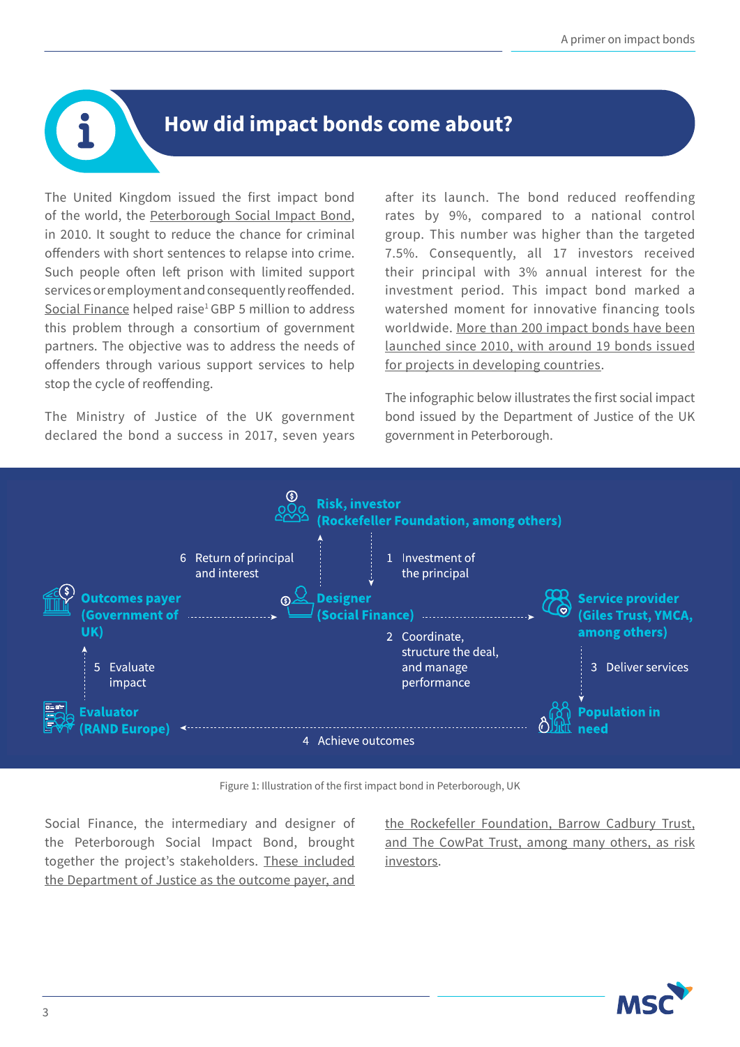## How did impact bonds come about?

The United Kingdom issued the first impact bond of the world, the Peterborough Social Impact Bond, in 2010. It sought to reduce the chance for criminal offenders with short sentences to relapse into crime. Such people often left prison with limited support services or employment and consequently reoffended. Social Finance helped raise[1] GBP 5 million to address this problem through a consortium of government partners. The objective was to address the needs of offenders through various support services to help stop the cycle of reoffending.

The Ministry of Justice of the UK government declared the bond a success in 2017, seven years after its launch. The bond reduced reoffending rates by 9%, compared to a national control group. This number was higher than the targeted 7.5%. Consequently, all 17 investors received their principal with 3% annual interest for the investment period. This impact bond marked a watershed moment for innovative financing tools worldwide. More than 200 impact bonds have been launched since 2010, with around 19 bonds issued for projects in developing countries.

The infographic below illustrates the first social impact bond issued by the Department of Justice of the UK government in Peterborough.

**Risk, investor (Rockefeller Foundation, among others)**

**Outcomes payer (Government of UK)**

**Designer (Social Finance)**

**Service provider (Giles Trust, YMCA, among others)**

**Evaluator (RAND Europe)**

**Population in need**

1. Investment of the principal
2. Coordinate, structure the deal, and manage performance
3. Deliver services
4. Achieve outcomes
5. Evaluate impact
6. Return of principal and interest

Figure 1: Illustration of the first impact bond in Peterborough, UK

Social Finance, the intermediary and designer of the Peterborough Social Impact Bond, brought together the project's stakeholders. These included the Department of Justice as the outcome payer, and the Rockefeller Foundation, Barrow Cadbury Trust, and The CowPat Trust, among many others, as risk investors.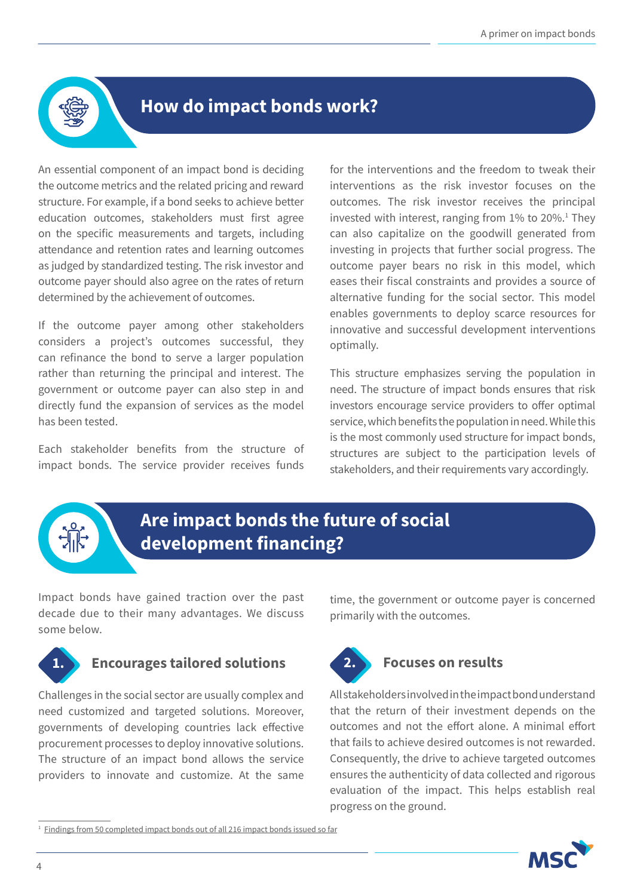## How do impact bonds work?

An essential component of an impact bond is deciding the outcome metrics and the related pricing and reward structure. For example, if a bond seeks to achieve better education outcomes, stakeholders must first agree on the specific measurements and targets, including attendance and retention rates and learning outcomes as judged by standardized testing. The risk investor and outcome payer should also agree on the rates of return determined by the achievement of outcomes.

If the outcome payer among other stakeholders considers a project's outcomes successful, they can refinance the bond to serve a larger population rather than returning the principal and interest. The government or outcome payer can also step in and directly fund the expansion of services as the model has been tested.

Each stakeholder benefits from the structure of impact bonds. The service provider receives funds for the interventions and the freedom to tweak their interventions as the risk investor focuses on the outcomes. The risk investor receives the principal invested with interest, ranging from 1% to 20%.[1] They can also capitalize on the goodwill generated from investing in projects that further social progress. The outcome payer bears no risk in this model, which eases their fiscal constraints and provides a source of alternative funding for the social sector. This model enables governments to deploy scarce resources for innovative and successful development interventions optimally.

This structure emphasizes serving the population in need. The structure of impact bonds ensures that risk investors encourage service providers to offer optimal service, which benefits the population in need. While this is the most commonly used structure for impact bonds, structures are subject to the participation levels of stakeholders, and their requirements vary accordingly.

## Are impact bonds the future of social development financing?

Impact bonds have gained traction over the past decade due to their many advantages. We discuss some below.

### 1. Encourages tailored solutions

Challenges in the social sector are usually complex and need customized and targeted solutions. Moreover, governments of developing countries lack effective procurement processes to deploy innovative solutions. The structure of an impact bond allows the service providers to innovate and customize. At the same time, the government or outcome payer is concerned primarily with the outcomes.

### 2. Focuses on results

All stakeholders involved in the impact bond understand that the return of their investment depends on the outcomes and not the effort alone. A minimal effort that fails to achieve desired outcomes is not rewarded. Consequently, the drive to achieve targeted outcomes ensures the authenticity of data collected and rigorous evaluation of the impact. This helps establish real progress on the ground.

[1] Findings from 50 completed impact bonds out of all 216 impact bonds issued so far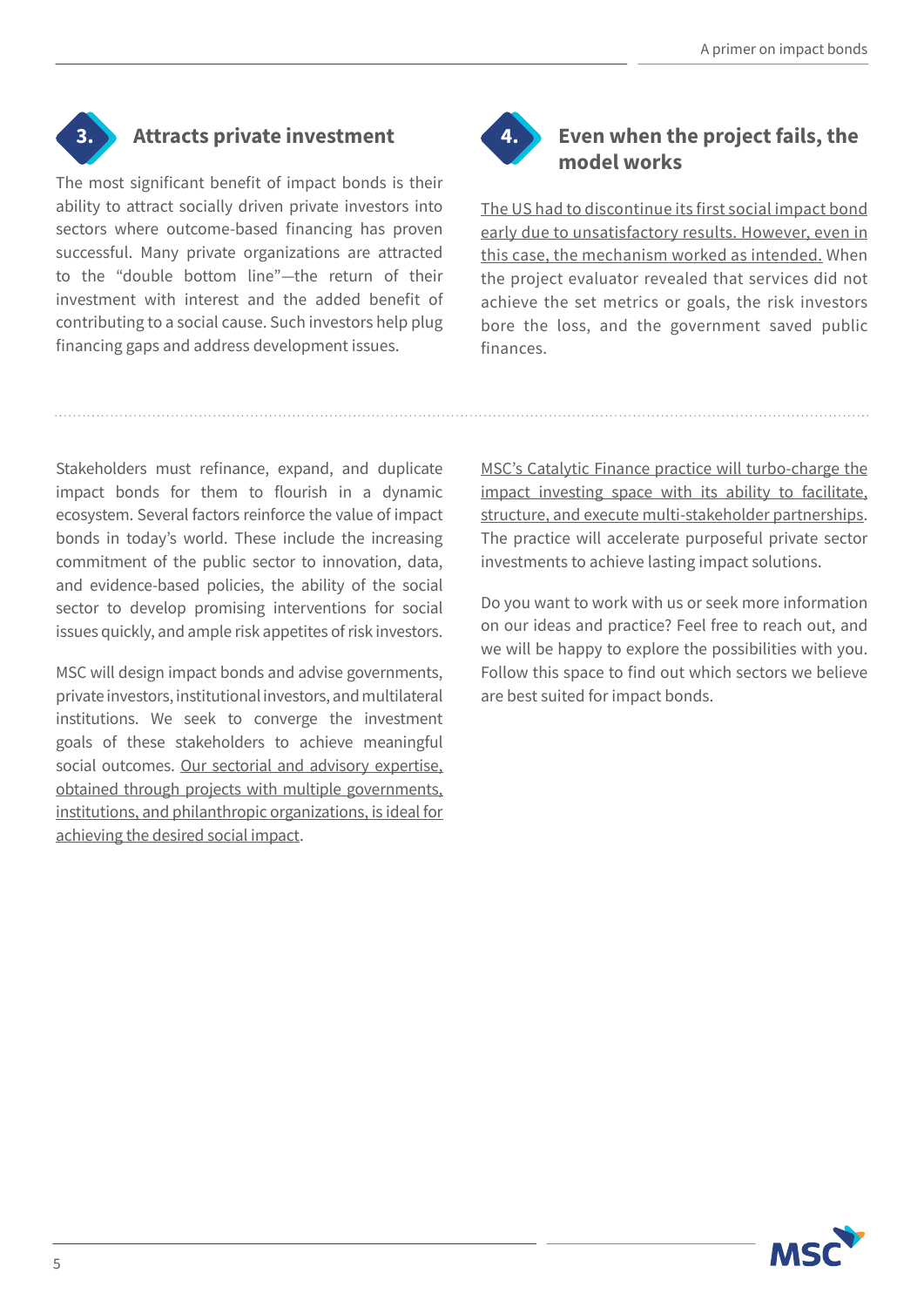### 3. Attracts private investment

The most significant benefit of impact bonds is their ability to attract socially driven private investors into sectors where outcome-based financing has proven successful. Many private organizations are attracted to the "double bottom line"—the return of their investment with interest and the added benefit of contributing to a social cause. Such investors help plug financing gaps and address development issues.

### 4. Even when the project fails, the model works

The US had to discontinue its first social impact bond early due to unsatisfactory results. However, even in this case, the mechanism worked as intended. When the project evaluator revealed that services did not achieve the set metrics or goals, the risk investors bore the loss, and the government saved public finances.

---

Stakeholders must refinance, expand, and duplicate impact bonds for them to flourish in a dynamic ecosystem. Several factors reinforce the value of impact bonds in today's world. These include the increasing commitment of the public sector to innovation, data, and evidence-based policies, the ability of the social sector to develop promising interventions for social issues quickly, and ample risk appetites of risk investors.

MSC will design impact bonds and advise governments, private investors, institutional investors, and multilateral institutions. We seek to converge the investment goals of these stakeholders to achieve meaningful social outcomes. Our sectorial and advisory expertise, obtained through projects with multiple governments, institutions, and philanthropic organizations, is ideal for achieving the desired social impact.

MSC's Catalytic Finance practice will turbo-charge the impact investing space with its ability to facilitate, structure, and execute multi-stakeholder partnerships. The practice will accelerate purposeful private sector investments to achieve lasting impact solutions.

Do you want to work with us or seek more information on our ideas and practice? Feel free to reach out, and we will be happy to explore the possibilities with you. Follow this space to find out which sectors we believe are best suited for impact bonds.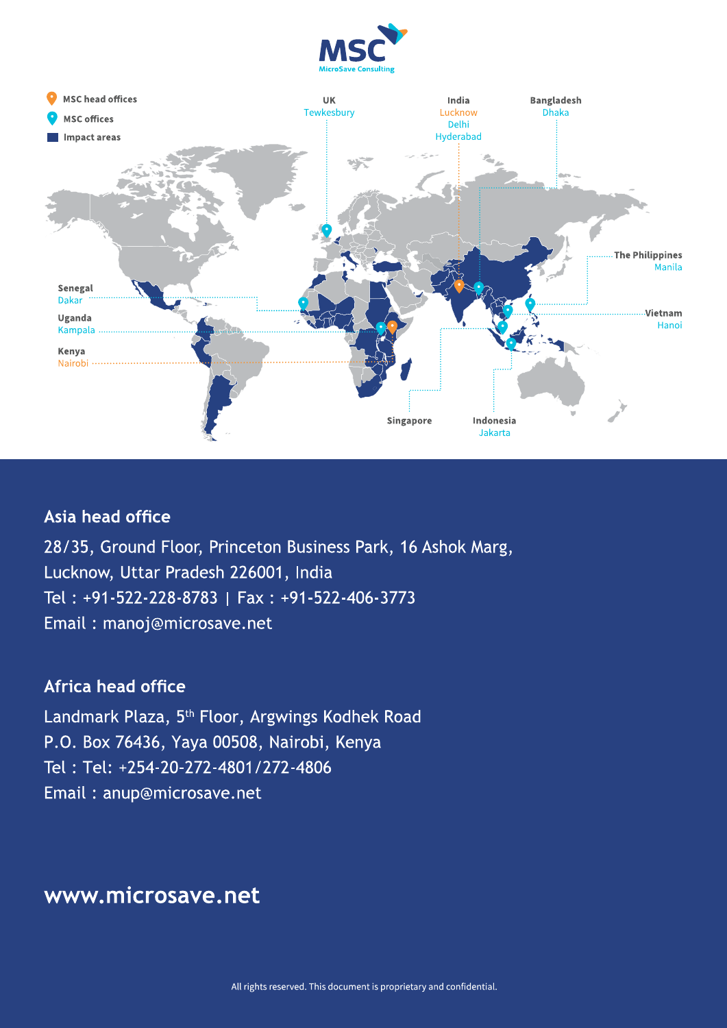MSC
MicroSave Consulting

MSC head offices
MSC offices
Impact areas

UK
Tewkesbury

India
Lucknow
Delhi
Hyderabad

Bangladesh
Dhaka

The Philippines
Manila

Vietnam
Hanoi

Senegal
Dakar

Uganda
Kampala

Kenya
Nairobi

Singapore

Indonesia
Jakarta

## Asia head office

28/35, Ground Floor, Princeton Business Park, 16 Ashok Marg,
Lucknow, Uttar Pradesh 226001, India
Tel : +91-522-228-8783 | Fax : +91-522-406-3773
Email : manoj@microsave.net

## Africa head office

Landmark Plaza, 5th Floor, Argwings Kodhek Road
P.O. Box 76436, Yaya 00508, Nairobi, Kenya
Tel : Tel: +254-20-272-4801/272-4806
Email : anup@microsave.net

## www.microsave.net

All rights reserved. This document is proprietary and confidential.